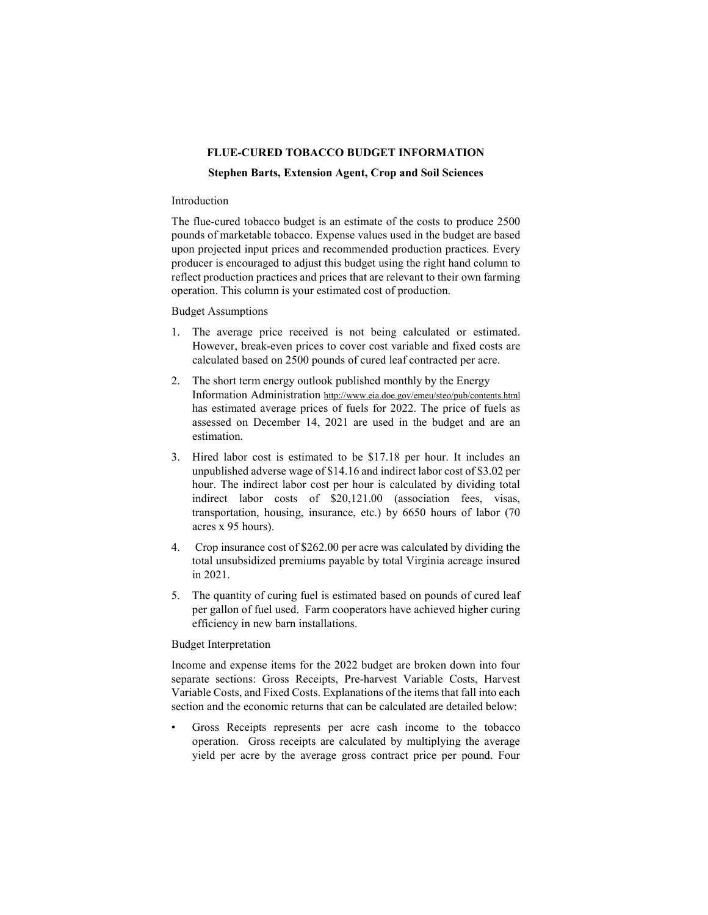# FLUE-CURED TOBACCO BUDGET INFORMATION

**Stephen Barts, Extension Agent, Crop and Soil Sciences**

Introduction

The flue-cured tobacco budget is an estimate of the costs to produce 2500 pounds of marketable tobacco. Expense values used in the budget are based upon projected input prices and recommended production practices. Every producer is encouraged to adjust this budget using the right hand column to reflect production practices and prices that are relevant to their own farming operation. This column is your estimated cost of production.

Budget Assumptions

1. The average price received is not being calculated or estimated. However, break-even prices to cover cost variable and fixed costs are calculated based on 2500 pounds of cured leaf contracted per acre.
2. The short term energy outlook published monthly by the Energy Information Administration http://www.eia.doe.gov/emeu/steo/pub/contents.html has estimated average prices of fuels for 2022. The price of fuels as assessed on December 14, 2021 are used in the budget and are an estimation.
3. Hired labor cost is estimated to be $17.18 per hour. It includes an unpublished adverse wage of $14.16 and indirect labor cost of $3.02 per hour. The indirect labor cost per hour is calculated by dividing total indirect labor costs of $20,121.00 (association fees, visas, transportation, housing, insurance, etc.) by 6650 hours of labor (70 acres x 95 hours).
4. Crop insurance cost of $262.00 per acre was calculated by dividing the total unsubsidized premiums payable by total Virginia acreage insured in 2021.
5. The quantity of curing fuel is estimated based on pounds of cured leaf per gallon of fuel used. Farm cooperators have achieved higher curing efficiency in new barn installations.

Budget Interpretation

Income and expense items for the 2022 budget are broken down into four separate sections: Gross Receipts, Pre-harvest Variable Costs, Harvest Variable Costs, and Fixed Costs. Explanations of the items that fall into each section and the economic returns that can be calculated are detailed below:

- Gross Receipts represents per acre cash income to the tobacco operation. Gross receipts are calculated by multiplying the average yield per acre by the average gross contract price per pound. Four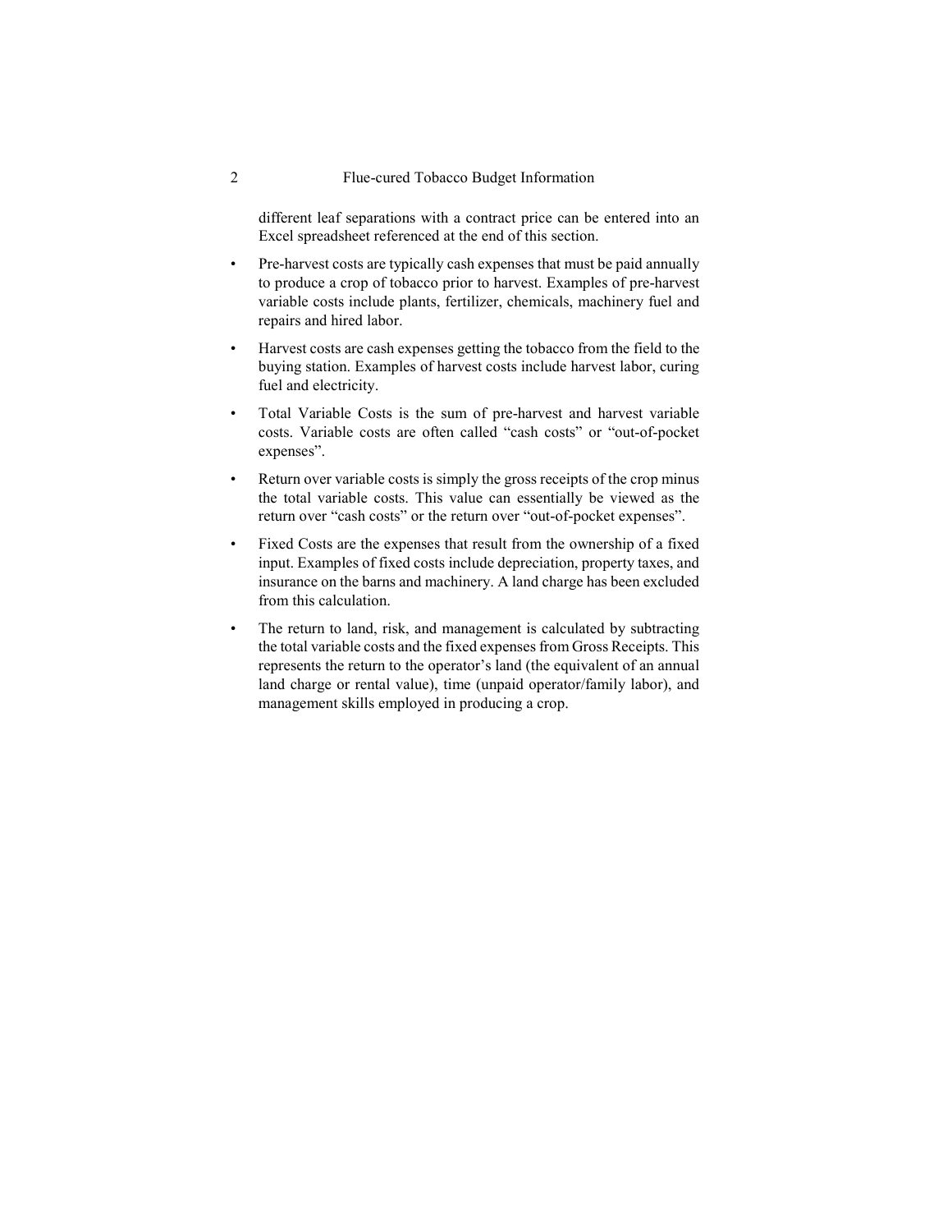different leaf separations with a contract price can be entered into an Excel spreadsheet referenced at the end of this section.

- Pre-harvest costs are typically cash expenses that must be paid annually to produce a crop of tobacco prior to harvest. Examples of pre-harvest variable costs include plants, fertilizer, chemicals, machinery fuel and repairs and hired labor.
- Harvest costs are cash expenses getting the tobacco from the field to the buying station. Examples of harvest costs include harvest labor, curing fuel and electricity.
- Total Variable Costs is the sum of pre-harvest and harvest variable costs. Variable costs are often called "cash costs" or "out-of-pocket expenses".
- Return over variable costs is simply the gross receipts of the crop minus the total variable costs. This value can essentially be viewed as the return over "cash costs" or the return over "out-of-pocket expenses".
- Fixed Costs are the expenses that result from the ownership of a fixed input. Examples of fixed costs include depreciation, property taxes, and insurance on the barns and machinery. A land charge has been excluded from this calculation.
- The return to land, risk, and management is calculated by subtracting the total variable costs and the fixed expenses from Gross Receipts. This represents the return to the operator's land (the equivalent of an annual land charge or rental value), time (unpaid operator/family labor), and management skills employed in producing a crop.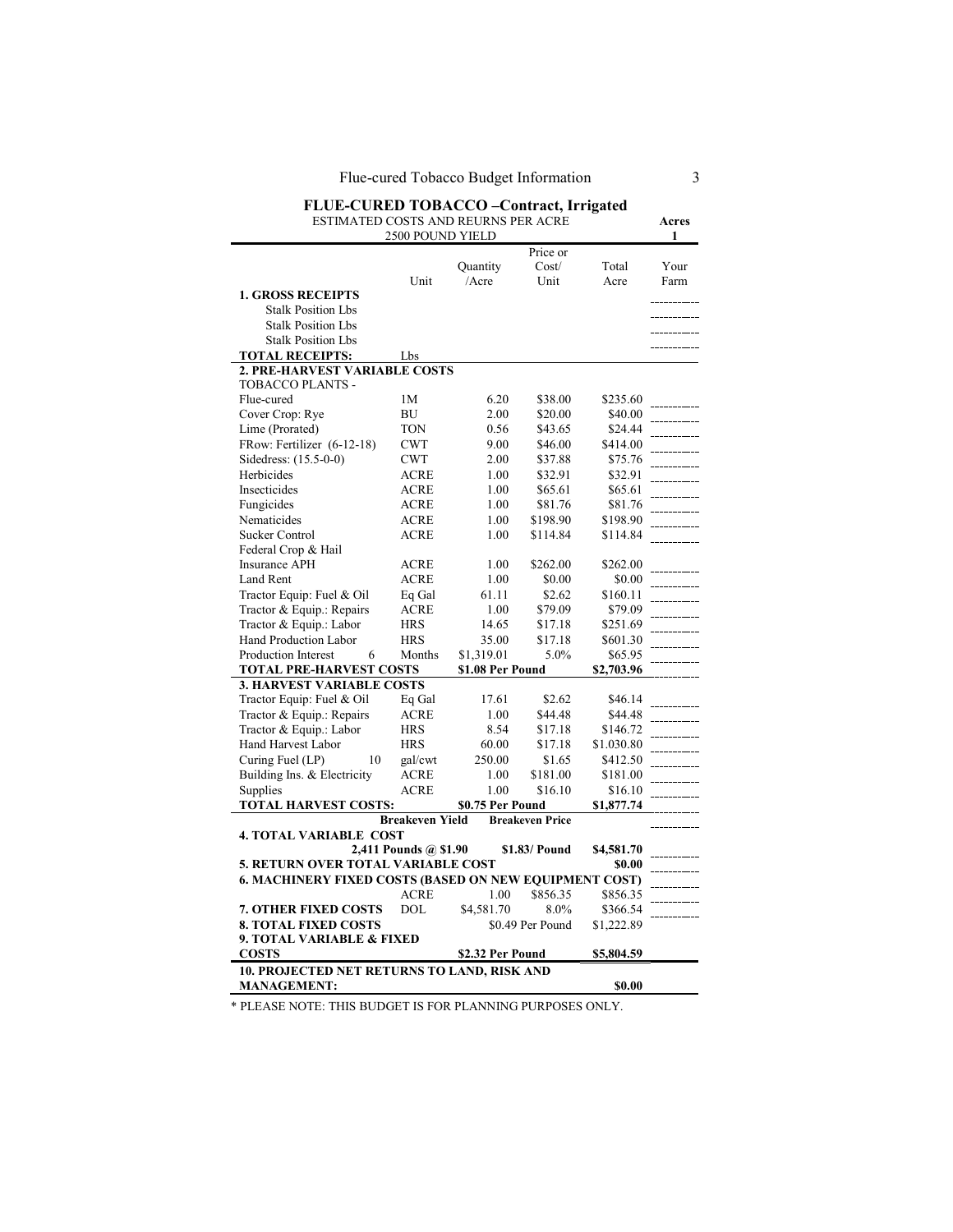## FLUE-CURED TOBACCO –Contract, Irrigated

ESTIMATED COSTS AND REURNS PER ACRE
2500 POUND YIELD

**Acres**
**1**

| | Unit | Quantity /Acre | Price or Cost/ Unit | Total Acre | Your Farm |
|---|---|---|---|---|---|
| **1. GROSS RECEIPTS** | | | | | |
| Stalk Position Lbs | | | | | |
| Stalk Position Lbs | | | | | |
| Stalk Position Lbs | | | | | |
| **TOTAL RECEIPTS:** | Lbs | | | | |
| **2. PRE-HARVEST VARIABLE COSTS** | | | | | |
| TOBACCO PLANTS - | | | | | |
| Flue-cured | 1M | 6.20 | $38.00 | $235.60 | |
| Cover Crop: Rye | BU | 2.00 | $20.00 | $40.00 | |
| Lime (Prorated) | TON | 0.56 | $43.65 | $24.44 | |
| FRow: Fertilizer (6-12-18) | CWT | 9.00 | $46.00 | $414.00 | |
| Sidedress: (15.5-0-0) | CWT | 2.00 | $37.88 | $75.76 | |
| Herbicides | ACRE | 1.00 | $32.91 | $32.91 | |
| Insecticides | ACRE | 1.00 | $65.61 | $65.61 | |
| Fungicides | ACRE | 1.00 | $81.76 | $81.76 | |
| Nematicides | ACRE | 1.00 | $198.90 | $198.90 | |
| Sucker Control | ACRE | 1.00 | $114.84 | $114.84 | |
| Federal Crop & Hail Insurance APH | ACRE | 1.00 | $262.00 | $262.00 | |
| Land Rent | ACRE | 1.00 | $0.00 | $0.00 | |
| Tractor Equip: Fuel & Oil | Eq Gal | 61.11 | $2.62 | $160.11 | |
| Tractor & Equip.: Repairs | ACRE | 1.00 | $79.09 | $79.09 | |
| Tractor & Equip.: Labor | HRS | 14.65 | $17.18 | $251.69 | |
| Hand Production Labor | HRS | 35.00 | $17.18 | $601.30 | |
| Production Interest 6 | Months | $1,319.01 | 5.0% | $65.95 | |
| **TOTAL PRE-HARVEST COSTS** | | **$1.08 Per Pound** | | **$2,703.96** | |
| **3. HARVEST VARIABLE COSTS** | | | | | |
| Tractor Equip: Fuel & Oil | Eq Gal | 17.61 | $2.62 | $46.14 | |
| Tractor & Equip.: Repairs | ACRE | 1.00 | $44.48 | $44.48 | |
| Tractor & Equip.: Labor | HRS | 8.54 | $17.18 | $146.72 | |
| Hand Harvest Labor | HRS | 60.00 | $17.18 | $1.030.80 | |
| Curing Fuel (LP) 10 | gal/cwt | 250.00 | $1.65 | $412.50 | |
| Building Ins. & Electricity | ACRE | 1.00 | $181.00 | $181.00 | |
| Supplies | ACRE | 1.00 | $16.10 | $16.10 | |
| **TOTAL HARVEST COSTS:** | | **$0.75 Per Pound** | | **$1,877.74** | |
| | **Breakeven Yield** | | **Breakeven Price** | | |
| **4. TOTAL VARIABLE COST** | | | | | |
| | **2,411 Pounds @ $1.90** | | **$1.83/ Pound** | **$4,581.70** | |
| **5. RETURN OVER TOTAL VARIABLE COST** | | | | **$0.00** | |
| **6. MACHINERY FIXED COSTS (BASED ON NEW EQUIPMENT COST)** | | | | | |
| | ACRE | 1.00 | $856.35 | $856.35 | |
| **7. OTHER FIXED COSTS** | DOL | $4,581.70 | 8.0% | $366.54 | |
| **8. TOTAL FIXED COSTS** | | | $0.49 Per Pound | $1,222.89 | |
| **9. TOTAL VARIABLE & FIXED COSTS** | | **$2.32 Per Pound** | | **$5,804.59** | |
| **10. PROJECTED NET RETURNS TO LAND, RISK AND MANAGEMENT:** | | | | **$0.00** | |

* PLEASE NOTE: THIS BUDGET IS FOR PLANNING PURPOSES ONLY.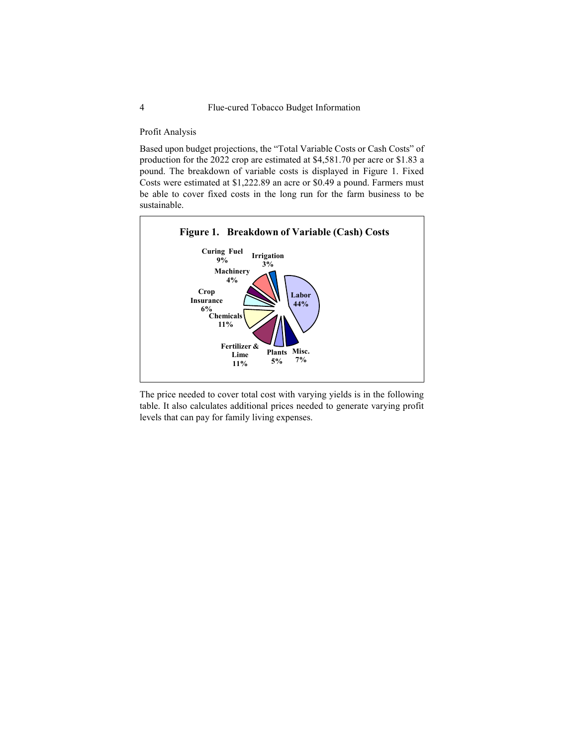## Profit Analysis

Based upon budget projections, the "Total Variable Costs or Cash Costs" of production for the 2022 crop are estimated at $4,581.70 per acre or $1.83 a pound. The breakdown of variable costs is displayed in Figure 1. Fixed Costs were estimated at $1,222.89 an acre or $0.49 a pound. Farmers must be able to cover fixed costs in the long run for the farm business to be sustainable.

**Figure 1. Breakdown of Variable (Cash) Costs**

| Category | Share |
|---|---|
| Labor | 44% |
| Misc. | 7% |
| Plants | 5% |
| Fertilizer & Lime | 11% |
| Chemicals | 11% |
| Crop Insurance | 6% |
| Machinery | 4% |
| Curing Fuel | 9% |
| Irrigation | 3% |

The price needed to cover total cost with varying yields is in the following table. It also calculates additional prices needed to generate varying profit levels that can pay for family living expenses.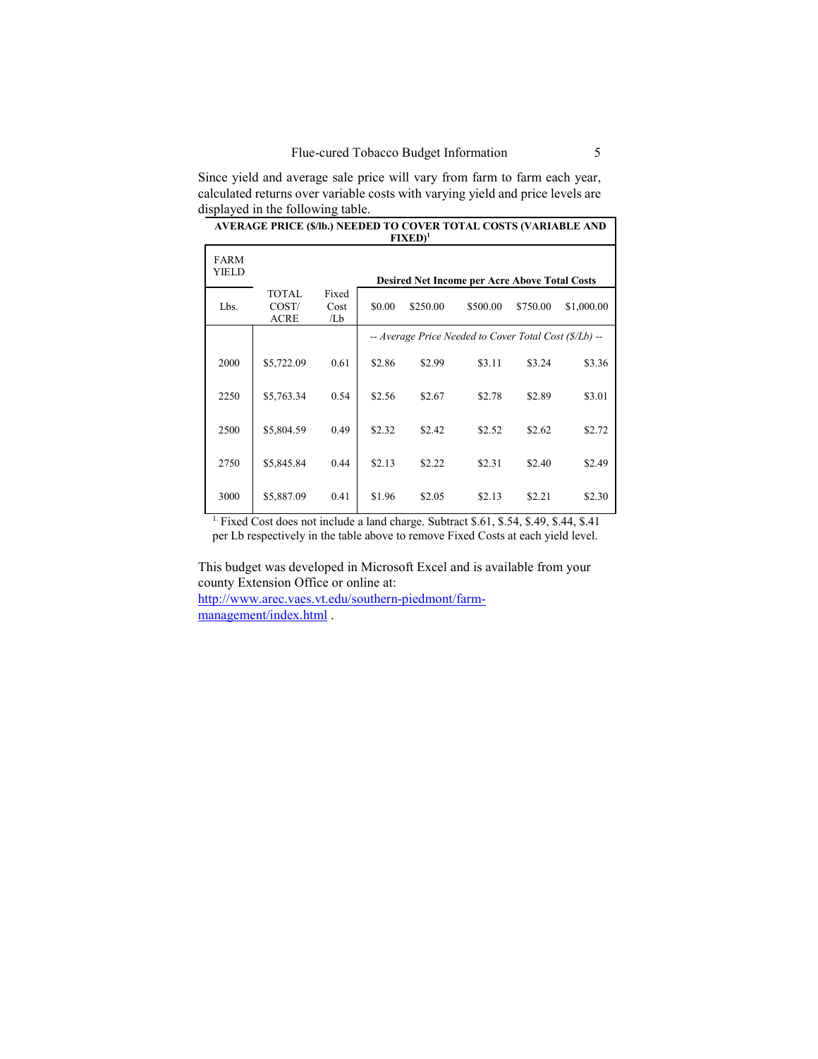Since yield and average sale price will vary from farm to farm each year, calculated returns over variable costs with varying yield and price levels are displayed in the following table.

**AVERAGE PRICE ($/lb.) NEEDED TO COVER TOTAL COSTS (VARIABLE AND FIXED)**[1]

| FARM YIELD | | | Desired Net Income per Acre Above Total Costs | | | | |
|---|---|---|---|---|---|---|---|
| Lbs. | TOTAL COST/ ACRE | Fixed Cost /Lb | $0.00 | $250.00 | $500.00 | $750.00 | $1,000.00 |
| | | | *-- Average Price Needed to Cover Total Cost ($/Lb) --* | | | | |
| 2000 | $5,722.09 | 0.61 | $2.86 | $2.99 | $3.11 | $3.24 | $3.36 |
| 2250 | $5,763.34 | 0.54 | $2.56 | $2.67 | $2.78 | $2.89 | $3.01 |
| 2500 | $5,804.59 | 0.49 | $2.32 | $2.42 | $2.52 | $2.62 | $2.72 |
| 2750 | $5,845.84 | 0.44 | $2.13 | $2.22 | $2.31 | $2.40 | $2.49 |
| 3000 | $5,887.09 | 0.41 | $1.96 | $2.05 | $2.13 | $2.21 | $2.30 |

[1.] Fixed Cost does not include a land charge. Subtract $.61, $.54, $.49, $.44, $.41 per Lb respectively in the table above to remove Fixed Costs at each yield level.

This budget was developed in Microsoft Excel and is available from your county Extension Office or online at: http://www.arec.vaes.vt.edu/southern-piedmont/farm-management/index.html .